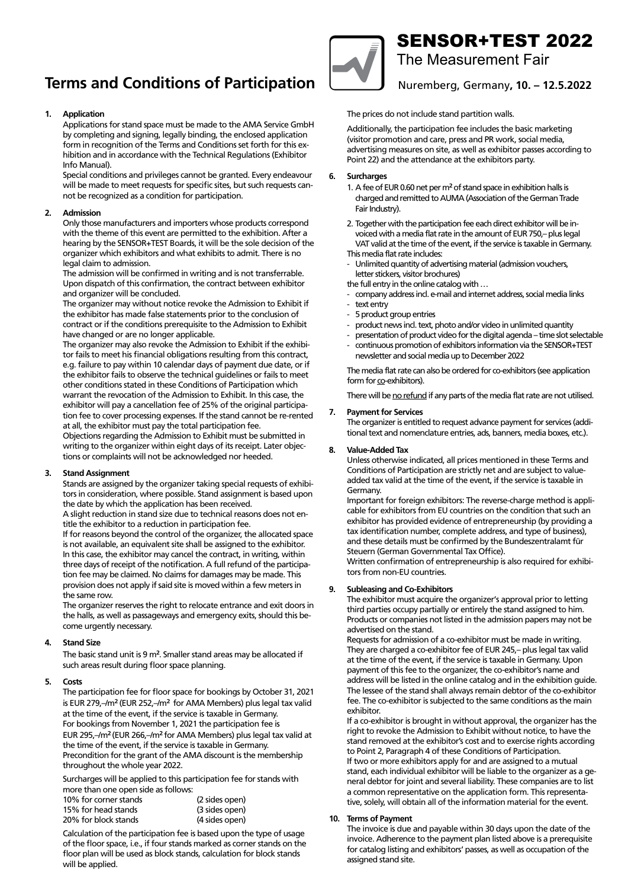# Terms and Conditions of Participation

# SENSOR+TEST 2022

The Measurement Fair

Nuremberg, Germany, **10. – 12.5.2022**

**1. Application**

Applications for stand space must be made to the AMA Service GmbH by completing and signing, legally binding, the enclosed application form in recognition of the Terms and Conditions set forth for this exhibition and in accordance with the Technical Regulations (Exhibitor Info Manual).

Special conditions and privileges cannot be granted. Every endeavour will be made to meet requests for specific sites, but such requests cannot be recognized as a condition for participation.

**2. Admission**

Only those manufacturers and importers whose products correspond with the theme of this event are permitted to the exhibition. After a hearing by the SENSOR+TEST Boards, it will be the sole decision of the organizer which exhibitors and what exhibits to admit. There is no legal claim to admission.

The admission will be confirmed in writing and is not transferrable. Upon dispatch of this confirmation, the contract between exhibitor and organizer will be concluded.

The organizer may without notice revoke the Admission to Exhibit if the exhibitor has made false statements prior to the conclusion of contract or if the conditions prerequisite to the Admission to Exhibit have changed or are no longer applicable.

The organizer may also revoke the Admission to Exhibit if the exhibitor fails to meet his financial obligations resulting from this contract, e.g. failure to pay within 10 calendar days of payment due date, or if the exhibitor fails to observe the technical guidelines or fails to meet other conditions stated in these Conditions of Participation which warrant the revocation of the Admission to Exhibit. In this case, the exhibitor will pay a cancellation fee of 25% of the original participation fee to cover processing expenses. If the stand cannot be re-rented at all, the exhibitor must pay the total participation fee.

Objections regarding the Admission to Exhibit must be submitted in writing to the organizer within eight days of its receipt. Later objections or complaints will not be acknowledged nor heeded.

**3. Stand Assignment**

Stands are assigned by the organizer taking special requests of exhibitors in consideration, where possible. Stand assignment is based upon the date by which the application has been received.

A slight reduction in stand size due to technical reasons does not entitle the exhibitor to a reduction in participation fee.

If for reasons beyond the control of the organizer, the allocated space is not available, an equivalent site shall be assigned to the exhibitor. In this case, the exhibitor may cancel the contract, in writing, within three days of receipt of the notification. A full refund of the participation fee may be claimed. No claims for damages may be made. This provision does not apply if said site is moved within a few meters in the same row.

The organizer reserves the right to relocate entrance and exit doors in the halls, as well as passageways and emergency exits, should this become urgently necessary.

**4. Stand Size**

The basic stand unit is 9 m². Smaller stand areas may be allocated if such areas result during floor space planning.

**5. Costs**

The participation fee for floor space for bookings by October 31, 2021 is EUR 279,–/m² (EUR 252,–/m² for AMA Members) plus legal tax valid at the time of the event, if the service is taxable in Germany.

For bookings from November 1, 2021 the participation fee is EUR 295,–/m² (EUR 266,–/m² for AMA Members) plus legal tax valid at the time of the event, if the service is taxable in Germany.

Precondition for the grant of the AMA discount is the membership throughout the whole year 2022.

Surcharges will be applied to this participation fee for stands with more than one open side as follows:

| | |
|---|---|
| 10% for corner stands | (2 sides open) |
| 15% for head stands | (3 sides open) |
| 20% for block stands | (4 sides open) |

Calculation of the participation fee is based upon the type of usage of the floor space, i.e., if four stands marked as corner stands on the floor plan will be used as block stands, calculation for block stands will be applied.

The prices do not include stand partition walls.

Additionally, the participation fee includes the basic marketing (visitor promotion and care, press and PR work, social media, advertising measures on site, as well as exhibitor passes according to Point 22) and the attendance at the exhibitors party.

**6. Surcharges**

1. A fee of EUR 0.60 net per m² of stand space in exhibition halls is charged and remitted to AUMA (Association of the German Trade Fair Industry).

2. Together with the participation fee each direct exhibitor will be invoiced with a media flat rate in the amount of EUR 750,– plus legal VAT valid at the time of the event, if the service is taxable in Germany.

This media flat rate includes:

- Unlimited quantity of advertising material (admission vouchers, letter stickers, visitor brochures)

the full entry in the online catalog with …

- company address incl. e-mail and internet address, social media links
- text entry
- 5 product group entries
- product news incl. text, photo and/or video in unlimited quantity
- presentation of product video for the digital agenda – time slot selectable
- continuous promotion of exhibitors information via the SENSOR+TEST newsletter and social media up to December 2022

The media flat rate can also be ordered for co-exhibitors (see application form for co-exhibitors).

There will be no refund if any parts of the media flat rate are not utilised.

**7. Payment for Services**

The organizer is entitled to request advance payment for services (additional text and nomenclature entries, ads, banners, media boxes, etc.).

**8. Value-Added Tax**

Unless otherwise indicated, all prices mentioned in these Terms and Conditions of Participation are strictly net and are subject to value-added tax valid at the time of the event, if the service is taxable in Germany.

Important for foreign exhibitors: The reverse-charge method is applicable for exhibitors from EU countries on the condition that such an exhibitor has provided evidence of entrepreneurship (by providing a tax identification number, complete address, and type of business), and these details must be confirmed by the Bundeszentralamt für Steuern (German Governmental Tax Office).

Written confirmation of entrepreneurship is also required for exhibitors from non-EU countries.

**9. Subleasing and Co-Exhibitors**

The exhibitor must acquire the organizer's approval prior to letting third parties occupy partially or entirely the stand assigned to him. Products or companies not listed in the admission papers may not be advertised on the stand.

Requests for admission of a co-exhibitor must be made in writing. They are charged a co-exhibitor fee of EUR 245,– plus legal tax valid at the time of the event, if the service is taxable in Germany. Upon payment of this fee to the organizer, the co-exhibitor's name and address will be listed in the online catalog and in the exhibition guide. The lessee of the stand shall always remain debtor of the co-exhibitor fee. The co-exhibitor is subjected to the same conditions as the main exhibitor.

If a co-exhibitor is brought in without approval, the organizer has the right to revoke the Admission to Exhibit without notice, to have the stand removed at the exhibitor's cost and to exercise rights according to Point 2, Paragraph 4 of these Conditions of Participation.

If two or more exhibitors apply for and are assigned to a mutual stand, each individual exhibitor will be liable to the organizer as a general debtor for joint and several liability. These companies are to list a common representative on the application form. This representative, solely, will obtain all of the information material for the event.

**10. Terms of Payment**

The invoice is due and payable within 30 days upon the date of the invoice. Adherence to the payment plan listed above is a prerequisite for catalog listing and exhibitors' passes, as well as occupation of the assigned stand site.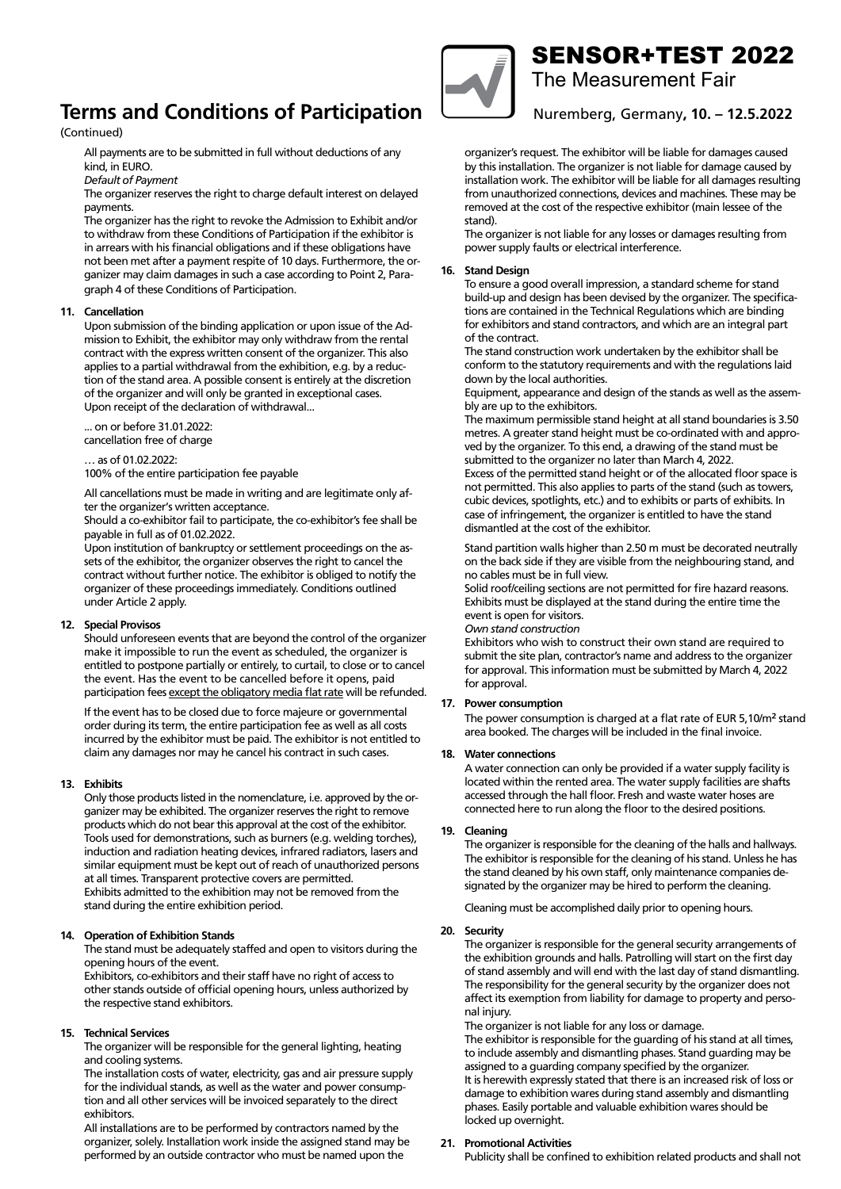# Terms and Conditions of Participation

(Continued)

All payments are to be submitted in full without deductions of any kind, in EURO.

*Default of Payment*

The organizer reserves the right to charge default interest on delayed payments.

The organizer has the right to revoke the Admission to Exhibit and/or to withdraw from these Conditions of Participation if the exhibitor is in arrears with his financial obligations and if these obligations have not been met after a payment respite of 10 days. Furthermore, the organizer may claim damages in such a case according to Point 2, Paragraph 4 of these Conditions of Participation.

**11. Cancellation**

Upon submission of the binding application or upon issue of the Admission to Exhibit, the exhibitor may only withdraw from the rental contract with the express written consent of the organizer. This also applies to a partial withdrawal from the exhibition, e.g. by a reduction of the stand area. A possible consent is entirely at the discretion of the organizer and will only be granted in exceptional cases. Upon receipt of the declaration of withdrawal...

... on or before 31.01.2022:
cancellation free of charge

… as of 01.02.2022:
100% of the entire participation fee payable

All cancellations must be made in writing and are legitimate only after the organizer's written acceptance.

Should a co-exhibitor fail to participate, the co-exhibitor's fee shall be payable in full as of 01.02.2022.

Upon institution of bankruptcy or settlement proceedings on the assets of the exhibitor, the organizer observes the right to cancel the contract without further notice. The exhibitor is obliged to notify the organizer of these proceedings immediately. Conditions outlined under Article 2 apply.

**12. Special Provisos**

Should unforeseen events that are beyond the control of the organizer make it impossible to run the event as scheduled, the organizer is entitled to postpone partially or entirely, to curtail, to close or to cancel the event. Has the event to be cancelled before it opens, paid participation fees except the obligatory media flat rate will be refunded.

If the event has to be closed due to force majeure or governmental order during its term, the entire participation fee as well as all costs incurred by the exhibitor must be paid. The exhibitor is not entitled to claim any damages nor may he cancel his contract in such cases.

**13. Exhibits**

Only those products listed in the nomenclature, i.e. approved by the organizer may be exhibited. The organizer reserves the right to remove products which do not bear this approval at the cost of the exhibitor. Tools used for demonstrations, such as burners (e.g. welding torches), induction and radiation heating devices, infrared radiators, lasers and similar equipment must be kept out of reach of unauthorized persons at all times. Transparent protective covers are permitted.

Exhibits admitted to the exhibition may not be removed from the stand during the entire exhibition period.

**14. Operation of Exhibition Stands**

The stand must be adequately staffed and open to visitors during the opening hours of the event.

Exhibitors, co-exhibitors and their staff have no right of access to other stands outside of official opening hours, unless authorized by the respective stand exhibitors.

**15. Technical Services**

The organizer will be responsible for the general lighting, heating and cooling systems.

The installation costs of water, electricity, gas and air pressure supply for the individual stands, as well as the water and power consumption and all other services will be invoiced separately to the direct exhibitors.

All installations are to be performed by contractors named by the organizer, solely. Installation work inside the assigned stand may be performed by an outside contractor who must be named upon the organizer's request. The exhibitor will be liable for damages caused by this installation. The organizer is not liable for damage caused by installation work. The exhibitor will be liable for all damages resulting from unauthorized connections, devices and machines. These may be removed at the cost of the respective exhibitor (main lessee of the stand).

The organizer is not liable for any losses or damages resulting from power supply faults or electrical interference.

**16. Stand Design**

To ensure a good overall impression, a standard scheme for stand build-up and design has been devised by the organizer. The specifications are contained in the Technical Regulations which are binding for exhibitors and stand contractors, and which are an integral part of the contract.

The stand construction work undertaken by the exhibitor shall be conform to the statutory requirements and with the regulations laid down by the local authorities.

Equipment, appearance and design of the stands as well as the assembly are up to the exhibitors.

The maximum permissible stand height at all stand boundaries is 3.50 metres. A greater stand height must be co-ordinated with and approved by the organizer. To this end, a drawing of the stand must be submitted to the organizer no later than March 4, 2022.

Excess of the permitted stand height or of the allocated floor space is not permitted. This also applies to parts of the stand (such as towers, cubic devices, spotlights, etc.) and to exhibits or parts of exhibits. In case of infringement, the organizer is entitled to have the stand dismantled at the cost of the exhibitor.

Stand partition walls higher than 2.50 m must be decorated neutrally on the back side if they are visible from the neighbouring stand, and no cables must be in full view.

Solid roof/ceiling sections are not permitted for fire hazard reasons.

Exhibits must be displayed at the stand during the entire time the event is open for visitors.

*Own stand construction*

Exhibitors who wish to construct their own stand are required to submit the site plan, contractor's name and address to the organizer for approval. This information must be submitted by March 4, 2022 for approval.

**17. Power consumption**

The power consumption is charged at a flat rate of EUR 5,10/m² stand area booked. The charges will be included in the final invoice.

**18. Water connections**

A water connection can only be provided if a water supply facility is located within the rented area. The water supply facilities are shafts accessed through the hall floor. Fresh and waste water hoses are connected here to run along the floor to the desired positions.

**19. Cleaning**

The organizer is responsible for the cleaning of the halls and hallways. The exhibitor is responsible for the cleaning of his stand. Unless he has the stand cleaned by his own staff, only maintenance companies designated by the organizer may be hired to perform the cleaning.

Cleaning must be accomplished daily prior to opening hours.

**20. Security**

The organizer is responsible for the general security arrangements of the exhibition grounds and halls. Patrolling will start on the first day of stand assembly and will end with the last day of stand dismantling. The responsibility for the general security by the organizer does not affect its exemption from liability for damage to property and personal injury.

The organizer is not liable for any loss or damage.

The exhibitor is responsible for the guarding of his stand at all times, to include assembly and dismantling phases. Stand guarding may be assigned to a guarding company specified by the organizer.

It is herewith expressly stated that there is an increased risk of loss or damage to exhibition wares during stand assembly and dismantling phases. Easily portable and valuable exhibition wares should be locked up overnight.

**21. Promotional Activities**

Publicity shall be confined to exhibition related products and shall not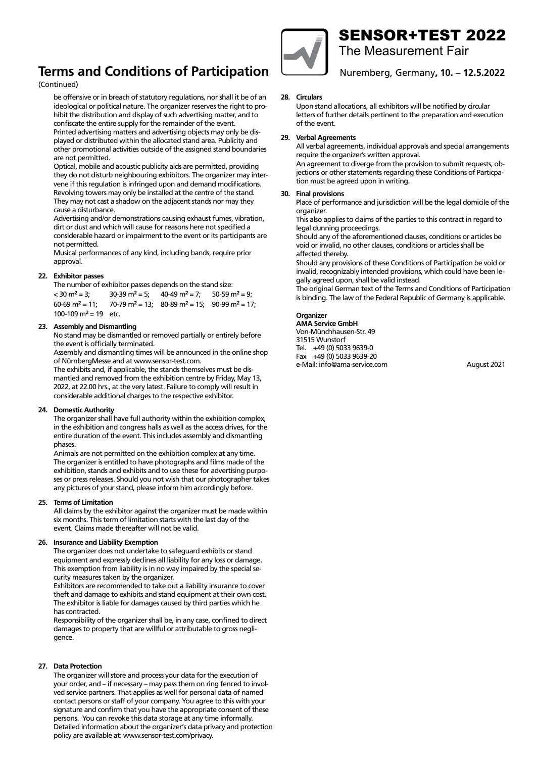# Terms and Conditions of Participation

(Continued)

**SENSOR+TEST 2022**
The Measurement Fair

Nuremberg, Germany**, 10. – 12.5.2022**

be offensive or in breach of statutory regulations, nor shall it be of an ideological or political nature. The organizer reserves the right to prohibit the distribution and display of such advertising matter, and to confiscate the entire supply for the remainder of the event.
Printed advertising matters and advertising objects may only be displayed or distributed within the allocated stand area. Publicity and other promotional activities outside of the assigned stand boundaries are not permitted.
Optical, mobile and acoustic publicity aids are permitted, providing they do not disturb neighbouring exhibitors. The organizer may intervene if this regulation is infringed upon and demand modifications.
Revolving towers may only be installed at the centre of the stand. They may not cast a shadow on the adjacent stands nor may they cause a disturbance.
Advertising and/or demonstrations causing exhaust fumes, vibration, dirt or dust and which will cause for reasons here not specified a considerable hazard or impairment to the event or its participants are not permitted.
Musical performances of any kind, including bands, require prior approval.

**22. Exhibitor passes**

The number of exhibitor passes depends on the stand size:

| | | | |
|---|---|---|---|
| < 30 m² = 3; | 30-39 m² = 5; | 40-49 m² = 7; | 50-59 m² = 9; |
| 60-69 m² = 11; | 70-79 m² = 13; | 80-89 m² = 15; | 90-99 m² = 17; |
| 100-109 m² = 19 | etc. | | |

**23. Assembly and Dismantling**

No stand may be dismantled or removed partially or entirely before the event is officially terminated.
Assembly and dismantling times will be announced in the online shop of NürnbergMesse and at www.sensor-test.com.
The exhibits and, if applicable, the stands themselves must be dismantled and removed from the exhibition centre by Friday, May 13, 2022, at 22.00 hrs., at the very latest. Failure to comply will result in considerable additional charges to the respective exhibitor.

**24. Domestic Authority**

The organizer shall have full authority within the exhibition complex, in the exhibition and congress halls as well as the access drives, for the entire duration of the event. This includes assembly and dismantling phases.
Animals are not permitted on the exhibition complex at any time.
The organizer is entitled to have photographs and films made of the exhibition, stands and exhibits and to use these for advertising purposes or press releases. Should you not wish that our photographer takes any pictures of your stand, please inform him accordingly before.

**25. Terms of Limitation**

All claims by the exhibitor against the organizer must be made within six months. This term of limitation starts with the last day of the event. Claims made thereafter will not be valid.

**26. Insurance and Liability Exemption**

The organizer does not undertake to safeguard exhibits or stand equipment and expressly declines all liability for any loss or damage. This exemption from liability is in no way impaired by the special security measures taken by the organizer.
Exhibitors are recommended to take out a liability insurance to cover theft and damage to exhibits and stand equipment at their own cost. The exhibitor is liable for damages caused by third parties which he has contracted.
Responsibility of the organizer shall be, in any case, confined to direct damages to property that are willful or attributable to gross negligence.

**27. Data Protection**

The organizer will store and process your data for the execution of your order, and – if necessary – may pass them on ring fenced to involved service partners. That applies as well for personal data of named contact persons or staff of your company. You agree to this with your signature and confirm that you have the appropriate consent of these persons. You can revoke this data storage at any time informally. Detailed information about the organizer's data privacy and protection policy are available at: www.sensor-test.com/privacy.

**28. Circulars**

Upon stand allocations, all exhibitors will be notified by circular letters of further details pertinent to the preparation and execution of the event.

**29. Verbal Agreements**

All verbal agreements, individual approvals and special arrangements require the organizer's written approval.
An agreement to diverge from the provision to submit requests, objections or other statements regarding these Conditions of Particpation must be agreed upon in writing.

**30. Final provisions**

Place of performance and jurisdiction will be the legal domicile of the organizer.
This also applies to claims of the parties to this contract in regard to legal dunning proceedings.
Should any of the aforementioned clauses, conditions or articles be void or invalid, no other clauses, conditions or articles shall be affected thereby.
Should any provisions of these Conditions of Participation be void or invalid, recognizably intended provisions, which could have been legally agreed upon, shall be valid instead.
The original German text of the Terms and Conditions of Participation is binding. The law of the Federal Republic of Germany is applicable.

**Organizer**
**AMA Service GmbH**
Von-Münchhausen-Str. 49
31515 Wunstorf
Tel. +49 (0) 5033 9639-0
Fax +49 (0) 5033 9639-20
e-Mail: info@ama-service.com

August 2021